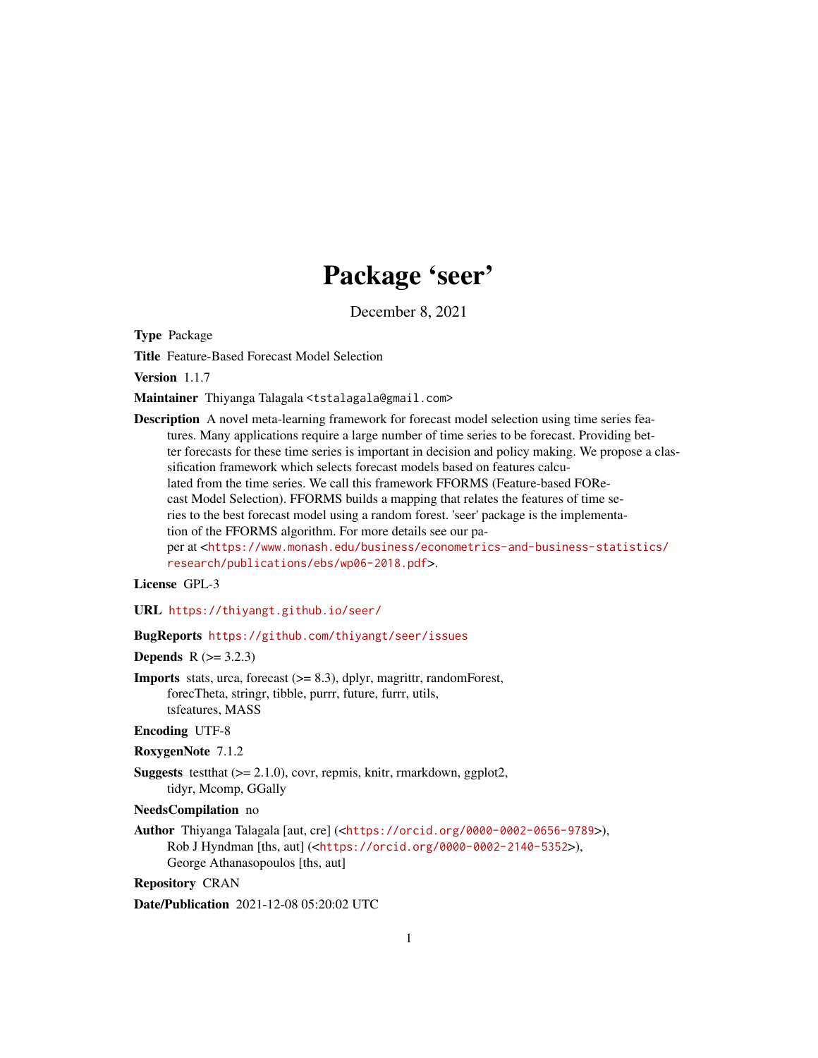# Package 'seer'

December 8, 2021

**Type** Package

**Title** Feature-Based Forecast Model Selection

**Version** 1.1.7

**Maintainer** Thiyanga Talagala <tstalagala@gmail.com>

**Description** A novel meta-learning framework for forecast model selection using time series features. Many applications require a large number of time series to be forecast. Providing better forecasts for these time series is important in decision and policy making. We propose a classification framework which selects forecast models based on features calculated from the time series. We call this framework FFORMS (Feature-based FORecast Model Selection). FFORMS builds a mapping that relates the features of time series to the best forecast model using a random forest. 'seer' package is the implementation of the FFORMS algorithm. For more details see our paper at <https://www.monash.edu/business/econometrics-and-business-statistics/research/publications/ebs/wp06-2018.pdf>.

**License** GPL-3

**URL** https://thiyangt.github.io/seer/

**BugReports** https://github.com/thiyangt/seer/issues

**Depends** R (>= 3.2.3)

**Imports** stats, urca, forecast (>= 8.3), dplyr, magrittr, randomForest, forecTheta, stringr, tibble, purrr, future, furrr, utils, tsfeatures, MASS

**Encoding** UTF-8

**RoxygenNote** 7.1.2

**Suggests** testthat (>= 2.1.0), covr, repmis, knitr, rmarkdown, ggplot2, tidyr, Mcomp, GGally

**NeedsCompilation** no

**Author** Thiyanga Talagala [aut, cre] (<https://orcid.org/0000-0002-0656-9789>), Rob J Hyndman [ths, aut] (<https://orcid.org/0000-0002-2140-5352>), George Athanasopoulos [ths, aut]

**Repository** CRAN

**Date/Publication** 2021-12-08 05:20:02 UTC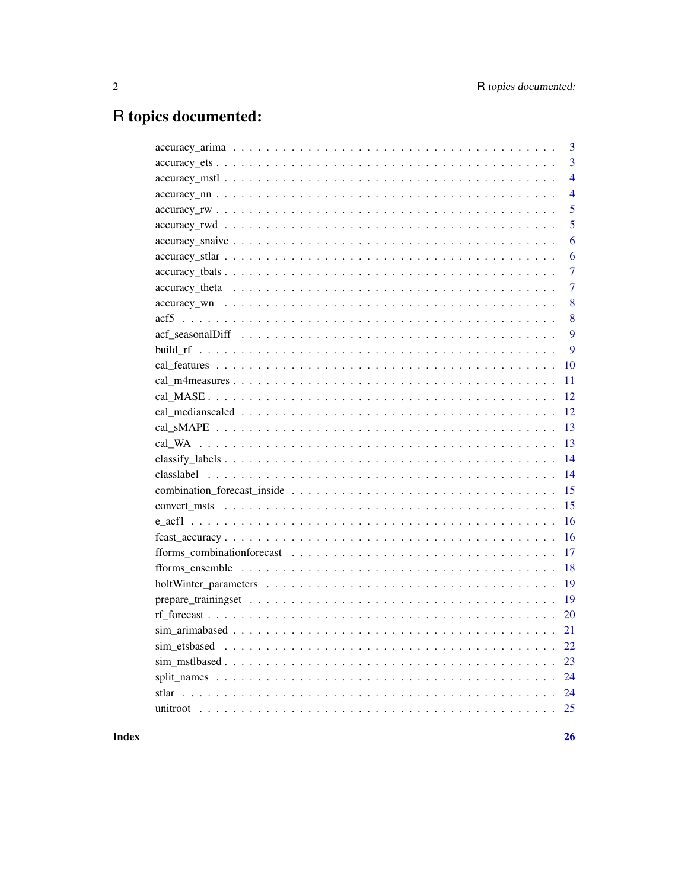# R topics documented:

| | |
|---|---|
| accuracy_arima | 3 |
| accuracy_ets | 3 |
| accuracy_mstl | 4 |
| accuracy_nn | 4 |
| accuracy_rw | 5 |
| accuracy_rwd | 5 |
| accuracy_snaive | 6 |
| accuracy_stlar | 6 |
| accuracy_tbats | 7 |
| accuracy_theta | 7 |
| accuracy_wn | 8 |
| acf5 | 8 |
| acf_seasonalDiff | 9 |
| build_rf | 9 |
| cal_features | 10 |
| cal_m4measures | 11 |
| cal_MASE | 12 |
| cal_medianscaled | 12 |
| cal_sMAPE | 13 |
| cal_WA | 13 |
| classify_labels | 14 |
| classlabel | 14 |
| combination_forecast_inside | 15 |
| convert_msts | 15 |
| e_acf1 | 16 |
| fcast_accuracy | 16 |
| fforms_combinationforecast | 17 |
| fforms_ensemble | 18 |
| holtWinter_parameters | 19 |
| prepare_trainingset | 19 |
| rf_forecast | 20 |
| sim_arimabased | 21 |
| sim_etsbased | 22 |
| sim_mstlbased | 23 |
| split_names | 24 |
| stlar | 24 |
| unitroot | 25 |

**Index** **26**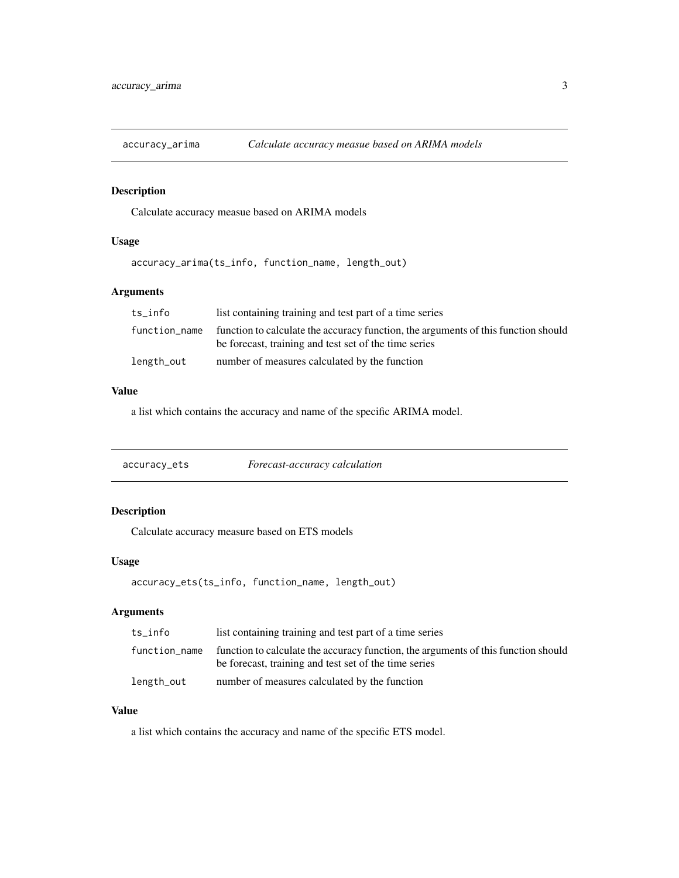## accuracy_arima — *Calculate accuracy measue based on ARIMA models*

### Description

Calculate accuracy measue based on ARIMA models

### Usage

```
accuracy_arima(ts_info, function_name, length_out)
```

### Arguments

| | |
|---|---|
| ts_info | list containing training and test part of a time series |
| function_name | function to calculate the accuracy function, the arguments of this function should be forecast, training and test set of the time series |
| length_out | number of measures calculated by the function |

### Value

a list which contains the accuracy and name of the specific ARIMA model.

## accuracy_ets — *Forecast-accuracy calculation*

### Description

Calculate accuracy measure based on ETS models

### Usage

```
accuracy_ets(ts_info, function_name, length_out)
```

### Arguments

| | |
|---|---|
| ts_info | list containing training and test part of a time series |
| function_name | function to calculate the accuracy function, the arguments of this function should be forecast, training and test set of the time series |
| length_out | number of measures calculated by the function |

### Value

a list which contains the accuracy and name of the specific ETS model.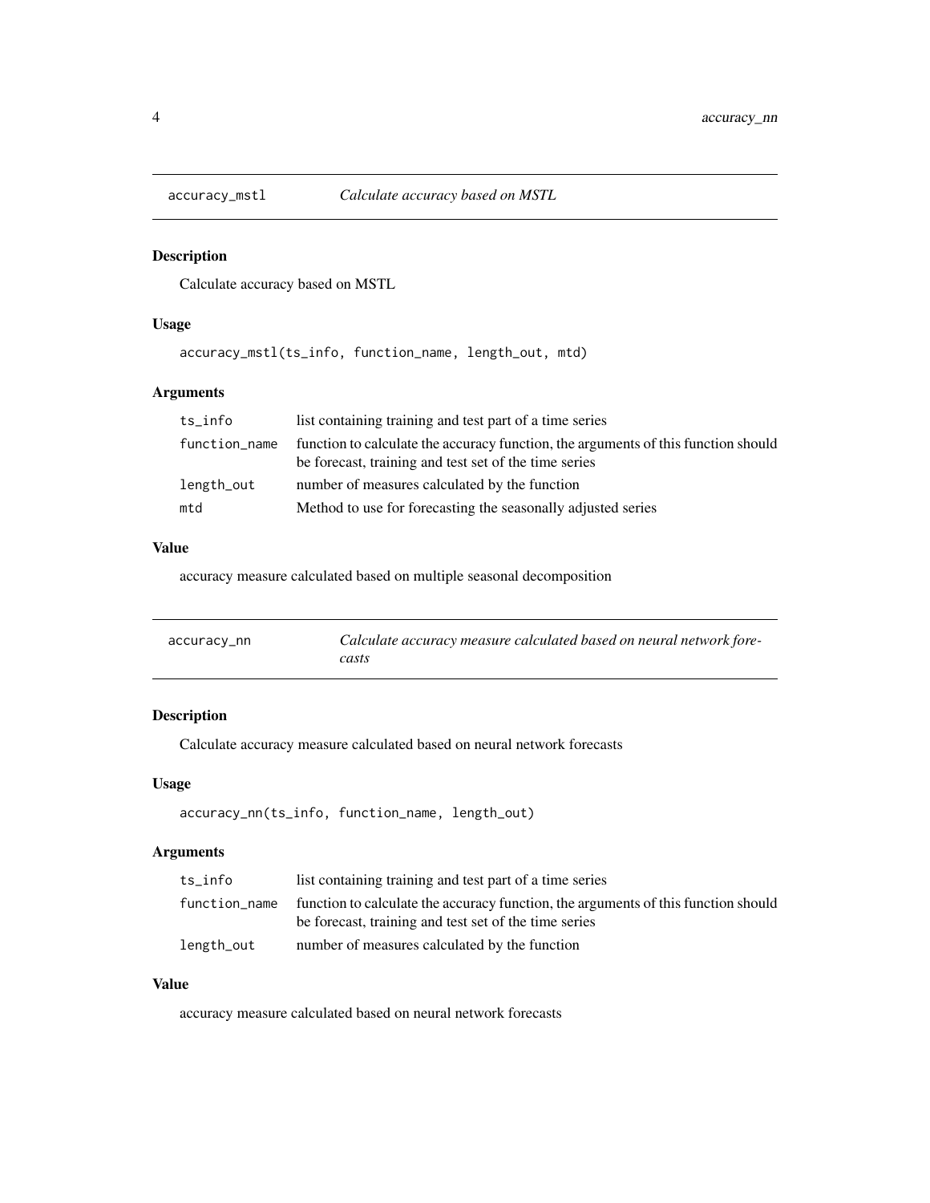## accuracy_mstl *Calculate accuracy based on MSTL*

### Description

Calculate accuracy based on MSTL

### Usage

```
accuracy_mstl(ts_info, function_name, length_out, mtd)
```

### Arguments

| | |
|---|---|
| ts_info | list containing training and test part of a time series |
| function_name | function to calculate the accuracy function, the arguments of this function should be forecast, training and test set of the time series |
| length_out | number of measures calculated by the function |
| mtd | Method to use for forecasting the seasonally adjusted series |

### Value

accuracy measure calculated based on multiple seasonal decomposition

## accuracy_nn *Calculate accuracy measure calculated based on neural network forecasts*

### Description

Calculate accuracy measure calculated based on neural network forecasts

### Usage

```
accuracy_nn(ts_info, function_name, length_out)
```

### Arguments

| | |
|---|---|
| ts_info | list containing training and test part of a time series |
| function_name | function to calculate the accuracy function, the arguments of this function should be forecast, training and test set of the time series |
| length_out | number of measures calculated by the function |

### Value

accuracy measure calculated based on neural network forecasts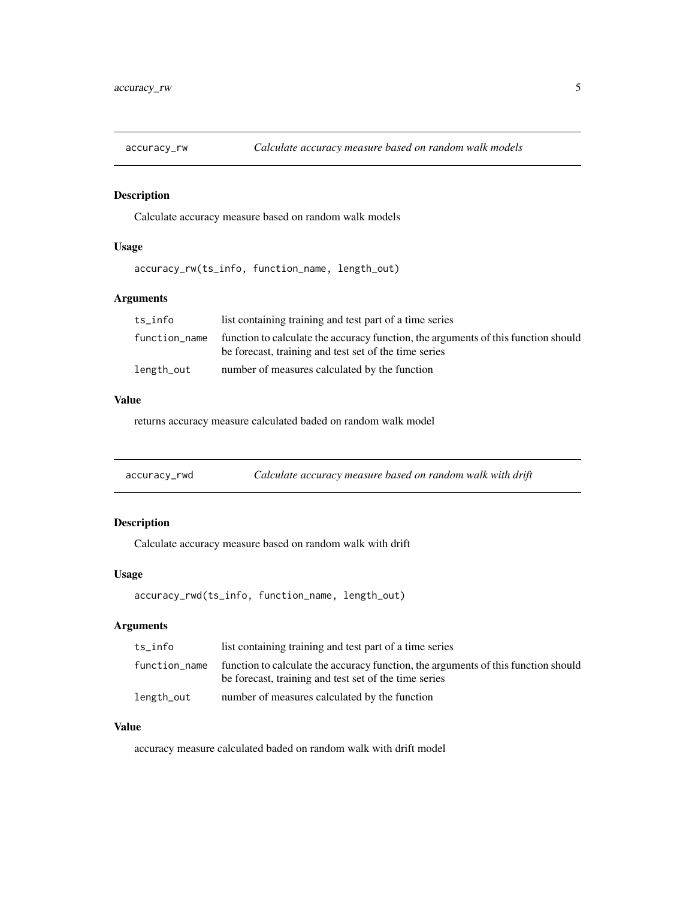## accuracy_rw *Calculate accuracy measure based on random walk models*

### Description

Calculate accuracy measure based on random walk models

### Usage

```
accuracy_rw(ts_info, function_name, length_out)
```

### Arguments

| | |
|---|---|
| ts_info | list containing training and test part of a time series |
| function_name | function to calculate the accuracy function, the arguments of this function should be forecast, training and test set of the time series |
| length_out | number of measures calculated by the function |

### Value

returns accuracy measure calculated baded on random walk model

## accuracy_rwd *Calculate accuracy measure based on random walk with drift*

### Description

Calculate accuracy measure based on random walk with drift

### Usage

```
accuracy_rwd(ts_info, function_name, length_out)
```

### Arguments

| | |
|---|---|
| ts_info | list containing training and test part of a time series |
| function_name | function to calculate the accuracy function, the arguments of this function should be forecast, training and test set of the time series |
| length_out | number of measures calculated by the function |

### Value

accuracy measure calculated baded on random walk with drift model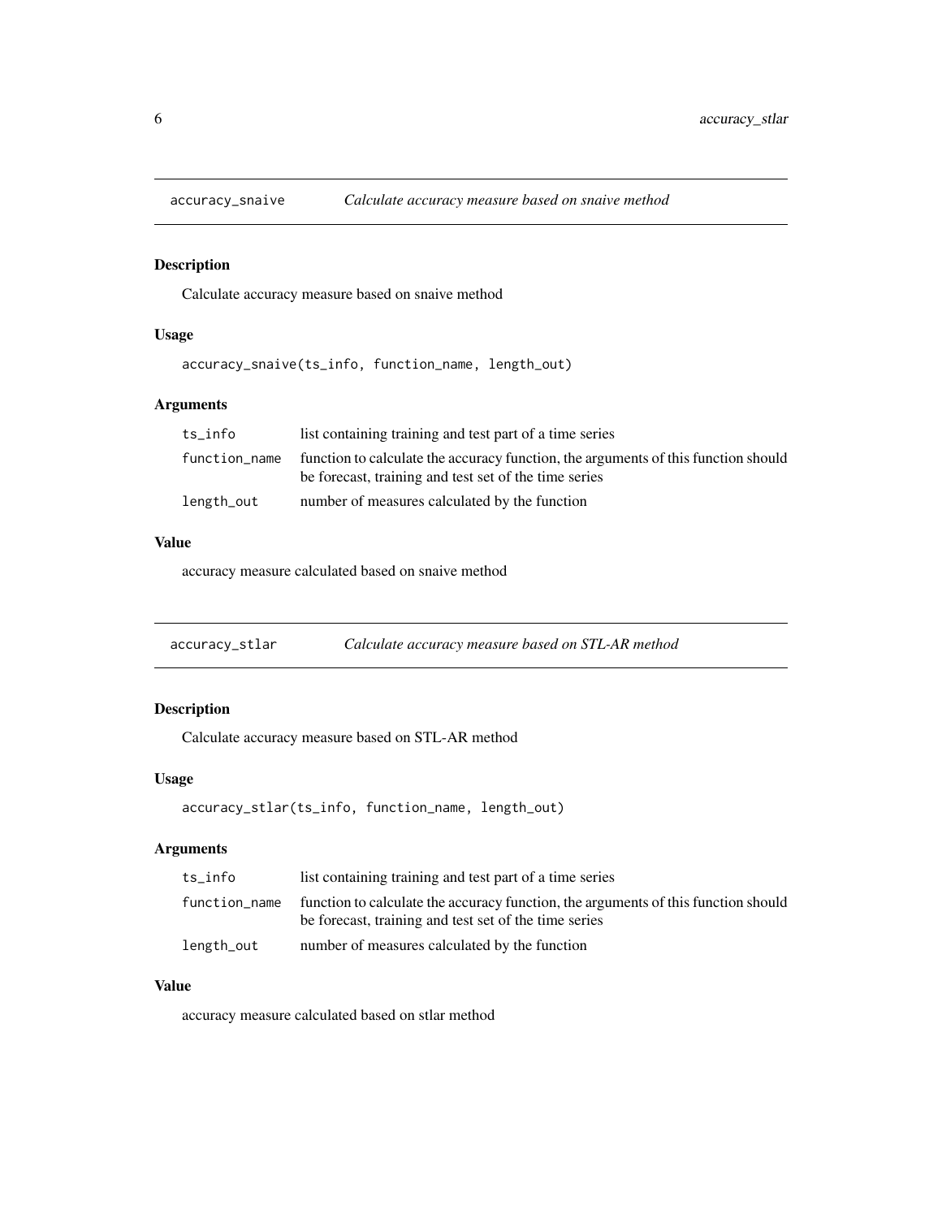## accuracy_snaive — *Calculate accuracy measure based on snaive method*

### Description

Calculate accuracy measure based on snaive method

### Usage

```
accuracy_snaive(ts_info, function_name, length_out)
```

### Arguments

| | |
|---|---|
| ts_info | list containing training and test part of a time series |
| function_name | function to calculate the accuracy function, the arguments of this function should be forecast, training and test set of the time series |
| length_out | number of measures calculated by the function |

### Value

accuracy measure calculated based on snaive method

## accuracy_stlar — *Calculate accuracy measure based on STL-AR method*

### Description

Calculate accuracy measure based on STL-AR method

### Usage

```
accuracy_stlar(ts_info, function_name, length_out)
```

### Arguments

| | |
|---|---|
| ts_info | list containing training and test part of a time series |
| function_name | function to calculate the accuracy function, the arguments of this function should be forecast, training and test set of the time series |
| length_out | number of measures calculated by the function |

### Value

accuracy measure calculated based on stlar method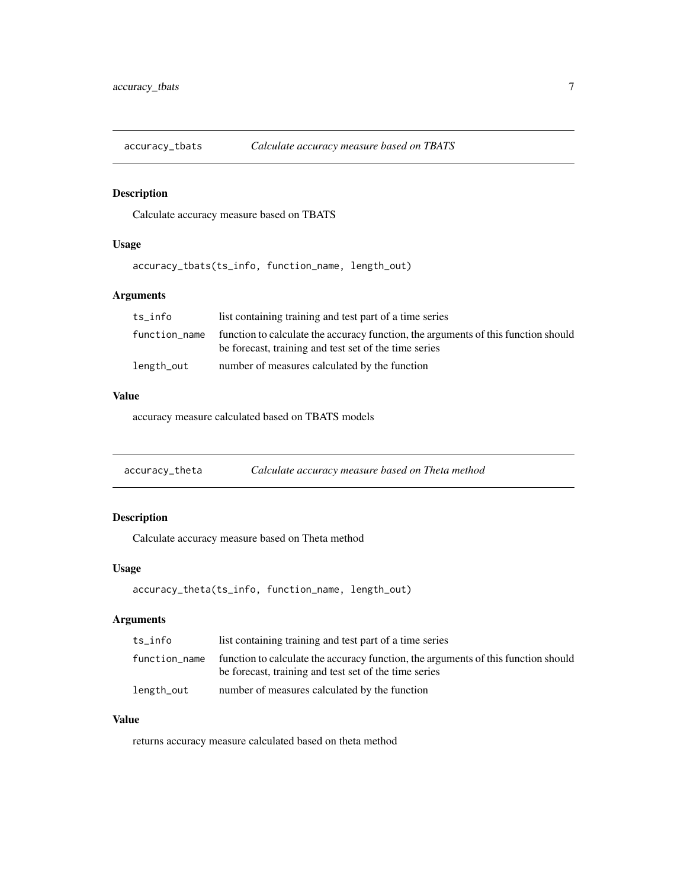## accuracy_tbats *Calculate accuracy measure based on TBATS*

### Description

Calculate accuracy measure based on TBATS

### Usage

```
accuracy_tbats(ts_info, function_name, length_out)
```

### Arguments

| | |
|---|---|
| ts_info | list containing training and test part of a time series |
| function_name | function to calculate the accuracy function, the arguments of this function should be forecast, training and test set of the time series |
| length_out | number of measures calculated by the function |

### Value

accuracy measure calculated based on TBATS models

## accuracy_theta *Calculate accuracy measure based on Theta method*

### Description

Calculate accuracy measure based on Theta method

### Usage

```
accuracy_theta(ts_info, function_name, length_out)
```

### Arguments

| | |
|---|---|
| ts_info | list containing training and test part of a time series |
| function_name | function to calculate the accuracy function, the arguments of this function should be forecast, training and test set of the time series |
| length_out | number of measures calculated by the function |

### Value

returns accuracy measure calculated based on theta method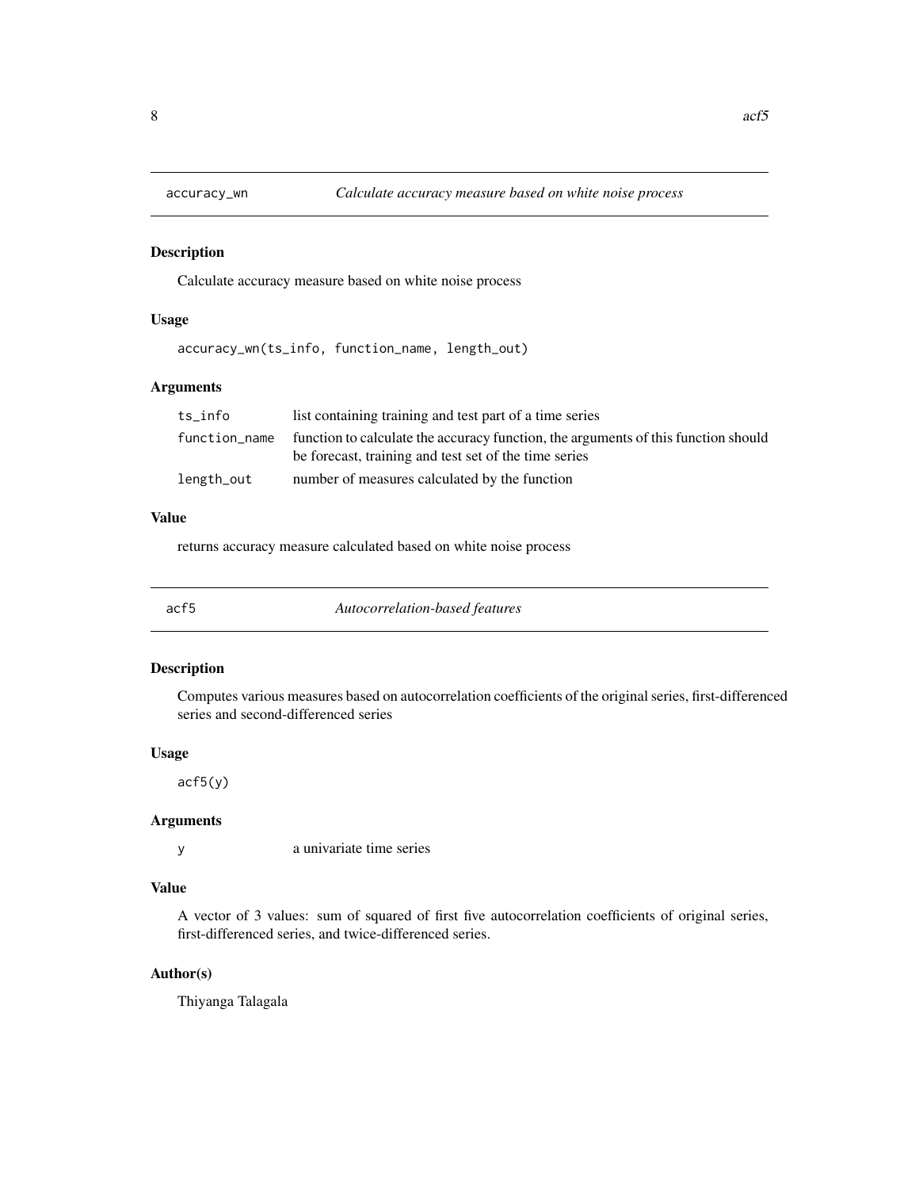## accuracy_wn — *Calculate accuracy measure based on white noise process*

### Description

Calculate accuracy measure based on white noise process

### Usage

```
accuracy_wn(ts_info, function_name, length_out)
```

### Arguments

| | |
|---|---|
| ts_info | list containing training and test part of a time series |
| function_name | function to calculate the accuracy function, the arguments of this function should be forecast, training and test set of the time series |
| length_out | number of measures calculated by the function |

### Value

returns accuracy measure calculated based on white noise process

## acf5 — *Autocorrelation-based features*

### Description

Computes various measures based on autocorrelation coefficients of the original series, first-differenced series and second-differenced series

### Usage

```
acf5(y)
```

### Arguments

| | |
|---|---|
| y | a univariate time series |

### Value

A vector of 3 values: sum of squared of first five autocorrelation coefficients of original series, first-differenced series, and twice-differenced series.

### Author(s)

Thiyanga Talagala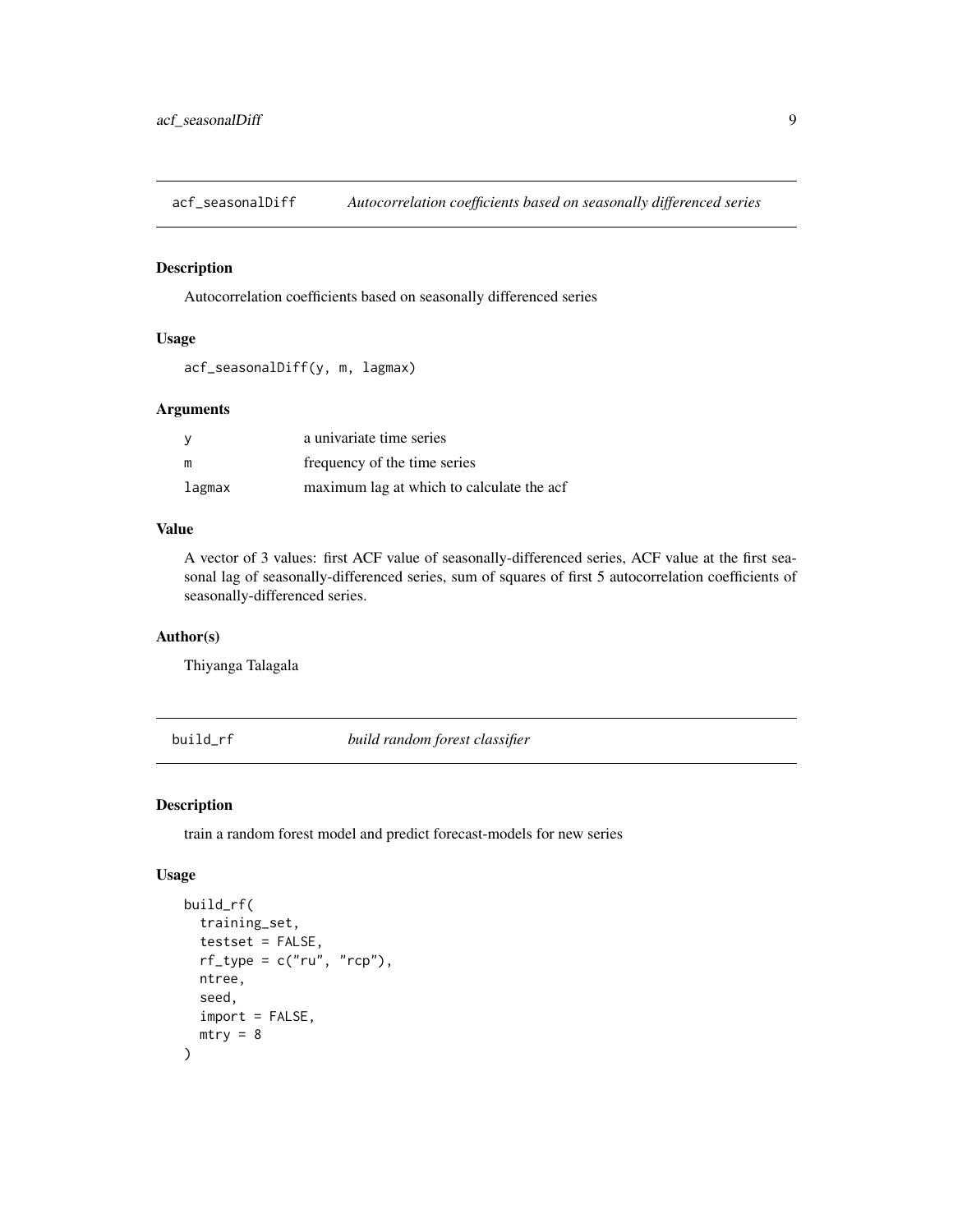## acf_seasonalDiff — *Autocorrelation coefficients based on seasonally differenced series*

### Description

Autocorrelation coefficients based on seasonally differenced series

### Usage

```
acf_seasonalDiff(y, m, lagmax)
```

### Arguments

| | |
|---|---|
| y | a univariate time series |
| m | frequency of the time series |
| lagmax | maximum lag at which to calculate the acf |

### Value

A vector of 3 values: first ACF value of seasonally-differenced series, ACF value at the first seasonal lag of seasonally-differenced series, sum of squares of first 5 autocorrelation coefficients of seasonally-differenced series.

### Author(s)

Thiyanga Talagala

## build_rf — *build random forest classifier*

### Description

train a random forest model and predict forecast-models for new series

### Usage

```
build_rf(
  training_set,
  testset = FALSE,
  rf_type = c("ru", "rcp"),
  ntree,
  seed,
  import = FALSE,
  mtry = 8
)
```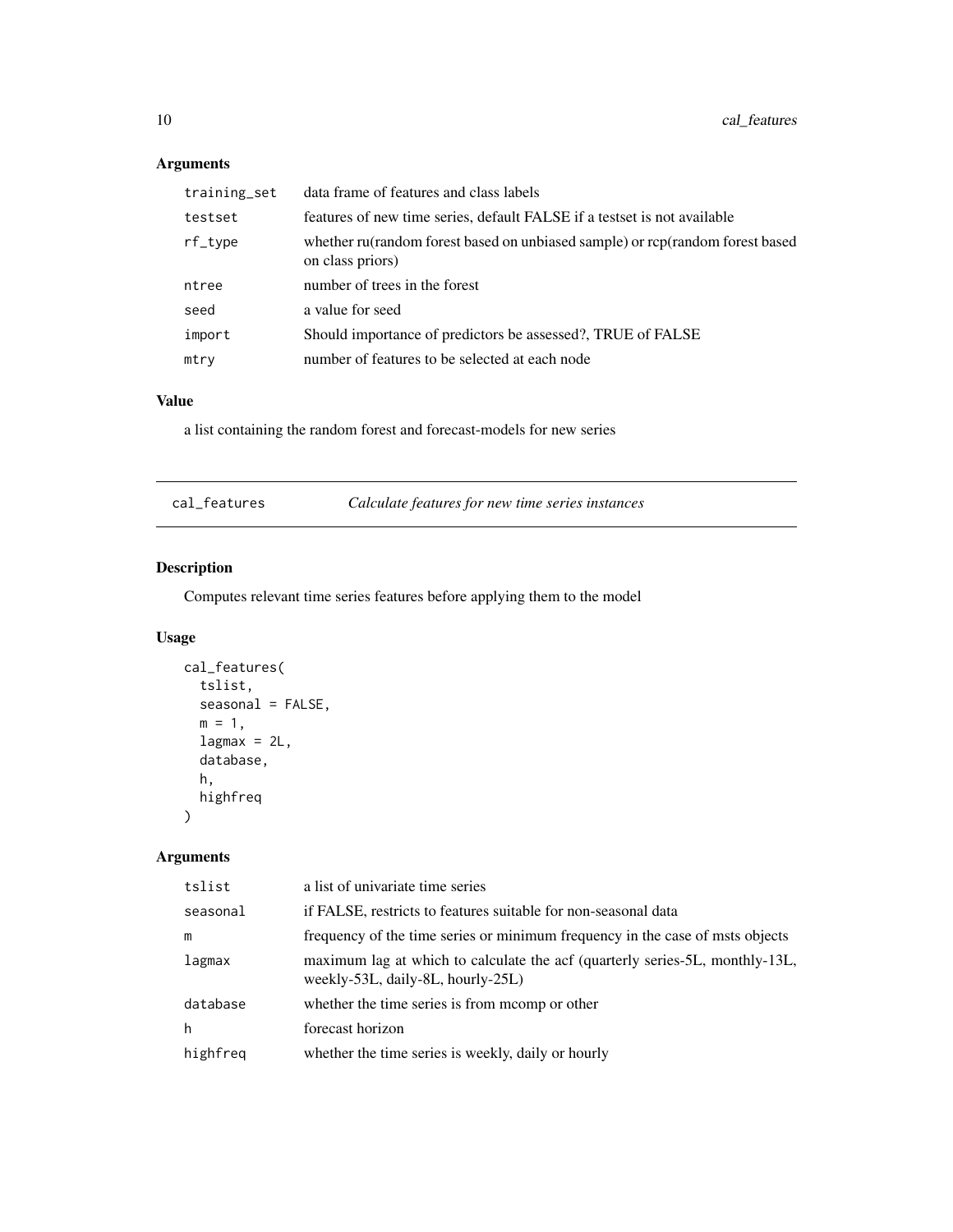## Arguments

| | |
|---|---|
| training_set | data frame of features and class labels |
| testset | features of new time series, default FALSE if a testset is not available |
| rf_type | whether ru(random forest based on unbiased sample) or rcp(random forest based on class priors) |
| ntree | number of trees in the forest |
| seed | a value for seed |
| import | Should importance of predictors be assessed?, TRUE of FALSE |
| mtry | number of features to be selected at each node |

## Value

a list containing the random forest and forecast-models for new series

---

# cal_features — *Calculate features for new time series instances*

## Description

Computes relevant time series features before applying them to the model

## Usage

```
cal_features(
  tslist,
  seasonal = FALSE,
  m = 1,
  lagmax = 2L,
  database,
  h,
  highfreq
)
```

## Arguments

| | |
|---|---|
| tslist | a list of univariate time series |
| seasonal | if FALSE, restricts to features suitable for non-seasonal data |
| m | frequency of the time series or minimum frequency in the case of msts objects |
| lagmax | maximum lag at which to calculate the acf (quarterly series-5L, monthly-13L, weekly-53L, daily-8L, hourly-25L) |
| database | whether the time series is from mcomp or other |
| h | forecast horizon |
| highfreq | whether the time series is weekly, daily or hourly |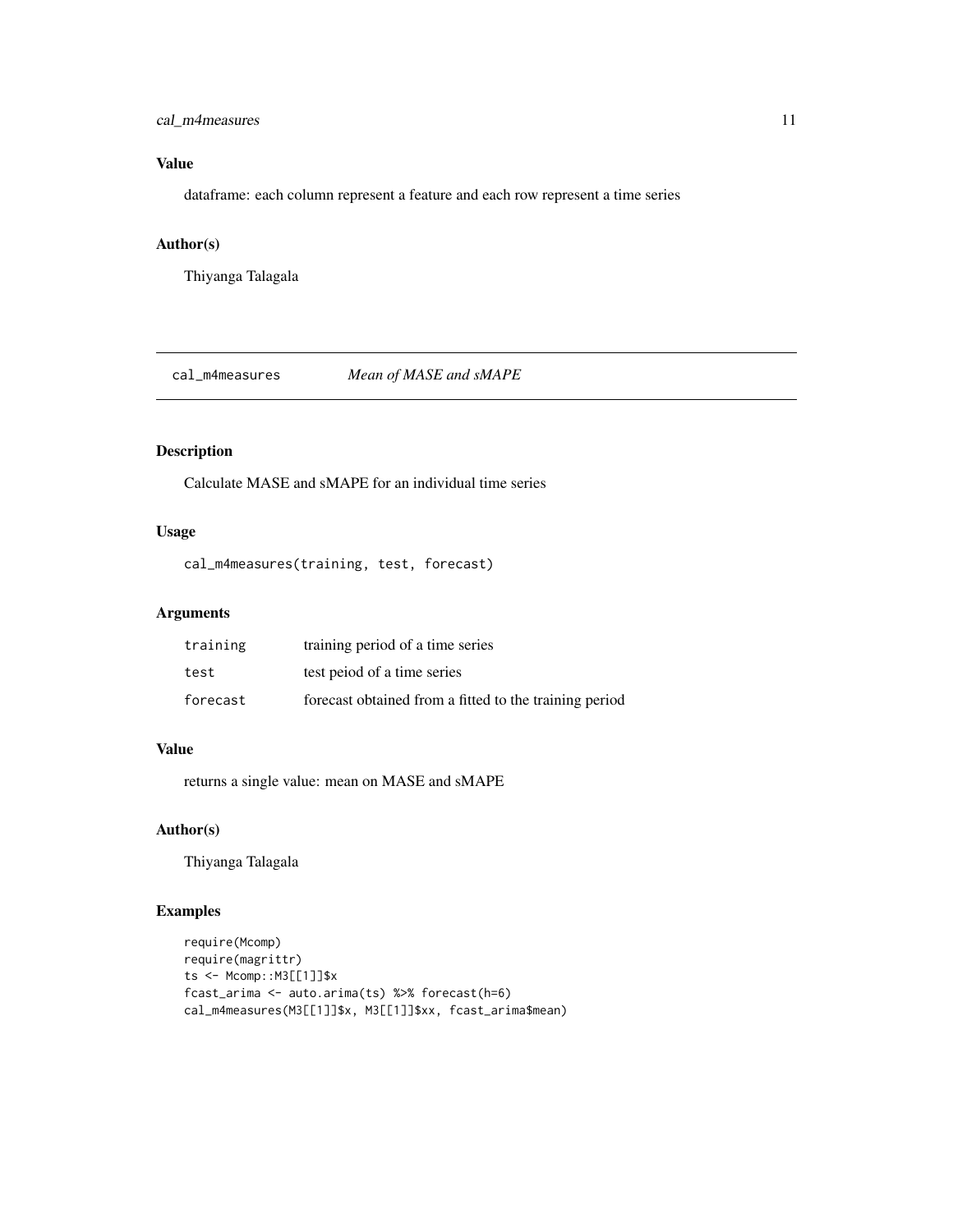## Value

dataframe: each column represent a feature and each row represent a time series

## Author(s)

Thiyanga Talagala

---

# cal_m4measures *Mean of MASE and sMAPE*

## Description

Calculate MASE and sMAPE for an individual time series

## Usage

```
cal_m4measures(training, test, forecast)
```

## Arguments

| | |
|---|---|
| training | training period of a time series |
| test | test peiod of a time series |
| forecast | forecast obtained from a fitted to the training period |

## Value

returns a single value: mean on MASE and sMAPE

## Author(s)

Thiyanga Talagala

## Examples

```
require(Mcomp)
require(magrittr)
ts <- Mcomp::M3[[1]]$x
fcast_arima <- auto.arima(ts) %>% forecast(h=6)
cal_m4measures(M3[[1]]$x, M3[[1]]$xx, fcast_arima$mean)
```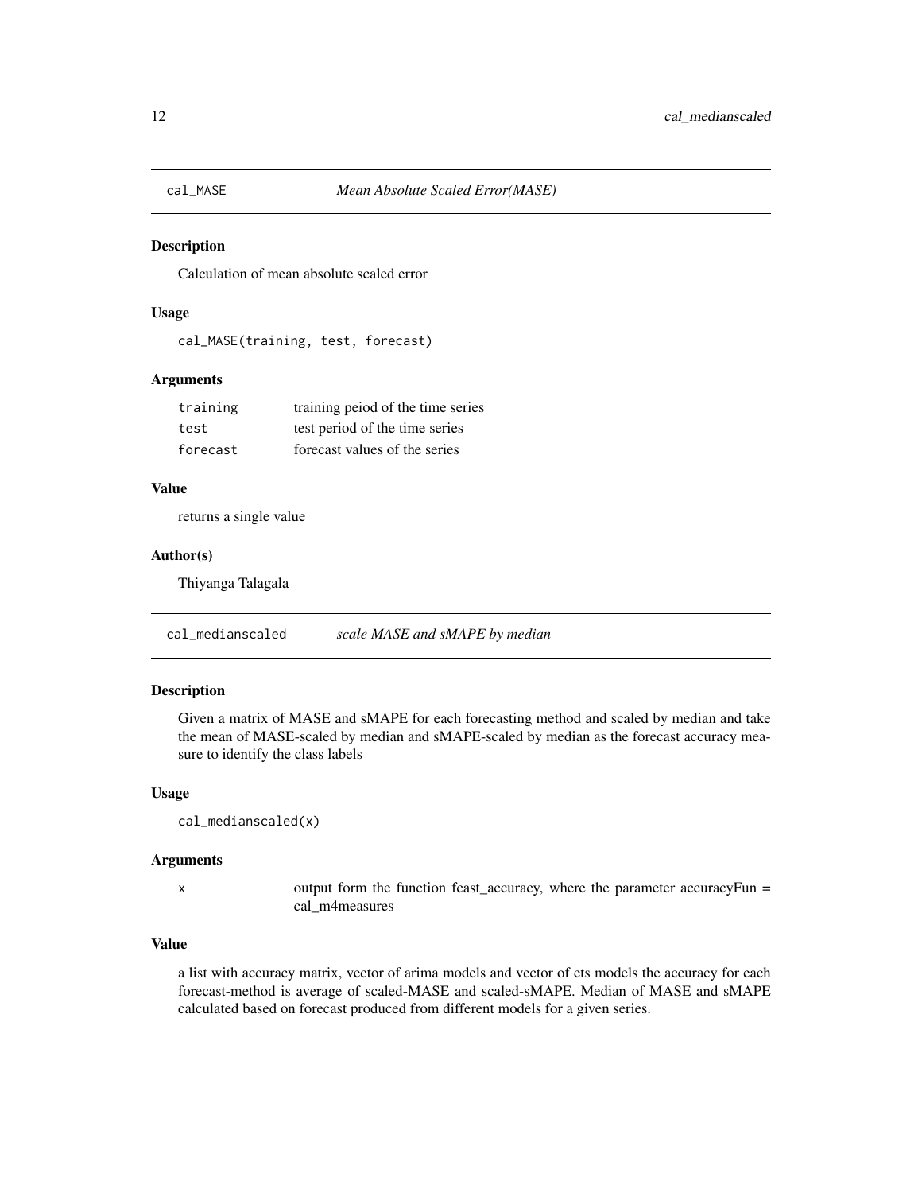## cal_MASE *Mean Absolute Scaled Error(MASE)*

### Description

Calculation of mean absolute scaled error

### Usage

```
cal_MASE(training, test, forecast)
```

### Arguments

| | |
|---|---|
| training | training peiod of the time series |
| test | test period of the time series |
| forecast | forecast values of the series |

### Value

returns a single value

### Author(s)

Thiyanga Talagala

## cal_medianscaled *scale MASE and sMAPE by median*

### Description

Given a matrix of MASE and sMAPE for each forecasting method and scaled by median and take the mean of MASE-scaled by median and sMAPE-scaled by median as the forecast accuracy measure to identify the class labels

### Usage

```
cal_medianscaled(x)
```

### Arguments

| | |
|---|---|
| x | output form the function fcast_accuracy, where the parameter accuracyFun = cal_m4measures |

### Value

a list with accuracy matrix, vector of arima models and vector of ets models the accuracy for each forecast-method is average of scaled-MASE and scaled-sMAPE. Median of MASE and sMAPE calculated based on forecast produced from different models for a given series.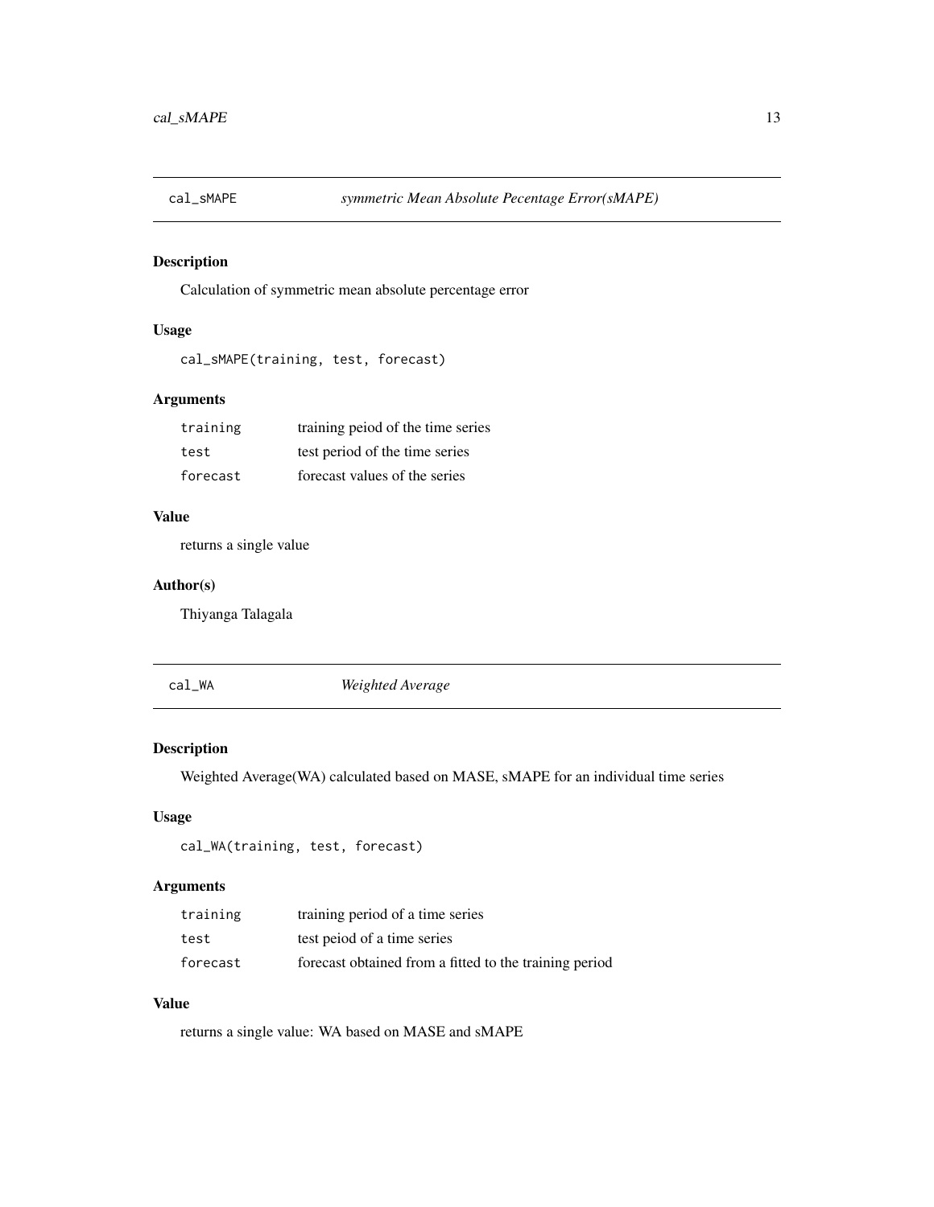## cal_sMAPE — *symmetric Mean Absolute Pecentage Error(sMAPE)*

### Description

Calculation of symmetric mean absolute percentage error

### Usage

```
cal_sMAPE(training, test, forecast)
```

### Arguments

| | |
|---|---|
| training | training peiod of the time series |
| test | test period of the time series |
| forecast | forecast values of the series |

### Value

returns a single value

### Author(s)

Thiyanga Talagala

## cal_WA — *Weighted Average*

### Description

Weighted Average(WA) calculated based on MASE, sMAPE for an individual time series

### Usage

```
cal_WA(training, test, forecast)
```

### Arguments

| | |
|---|---|
| training | training period of a time series |
| test | test peiod of a time series |
| forecast | forecast obtained from a fitted to the training period |

### Value

returns a single value: WA based on MASE and sMAPE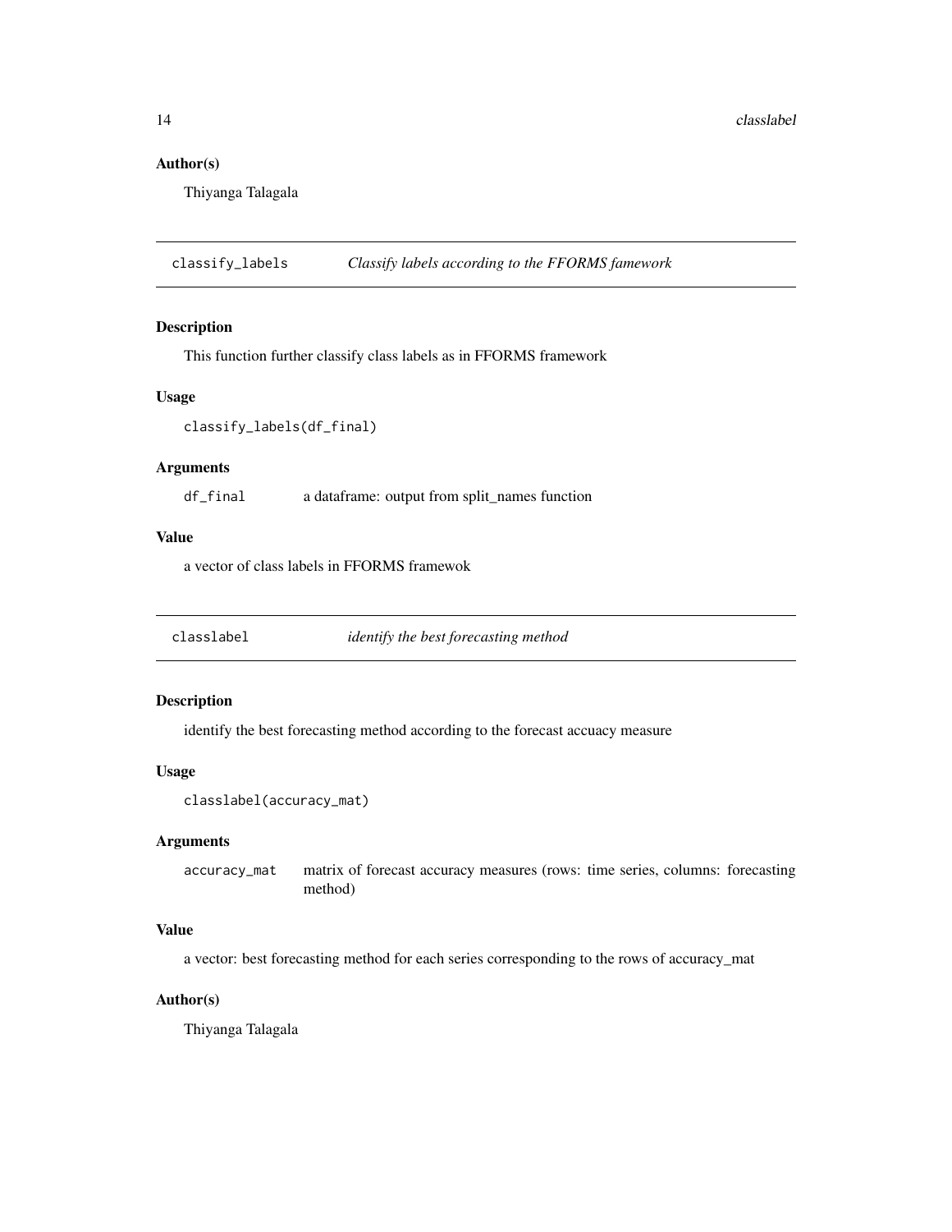### Author(s)

Thiyanga Talagala

## classify_labels — *Classify labels according to the FFORMS famework*

### Description

This function further classify class labels as in FFORMS framework

### Usage

```
classify_labels(df_final)
```

### Arguments

| | |
|---|---|
| df_final | a dataframe: output from split_names function |

### Value

a vector of class labels in FFORMS framewok

## classlabel — *identify the best forecasting method*

### Description

identify the best forecasting method according to the forecast accuacy measure

### Usage

```
classlabel(accuracy_mat)
```

### Arguments

| | |
|---|---|
| accuracy_mat | matrix of forecast accuracy measures (rows: time series, columns: forecasting method) |

### Value

a vector: best forecasting method for each series corresponding to the rows of accuracy_mat

### Author(s)

Thiyanga Talagala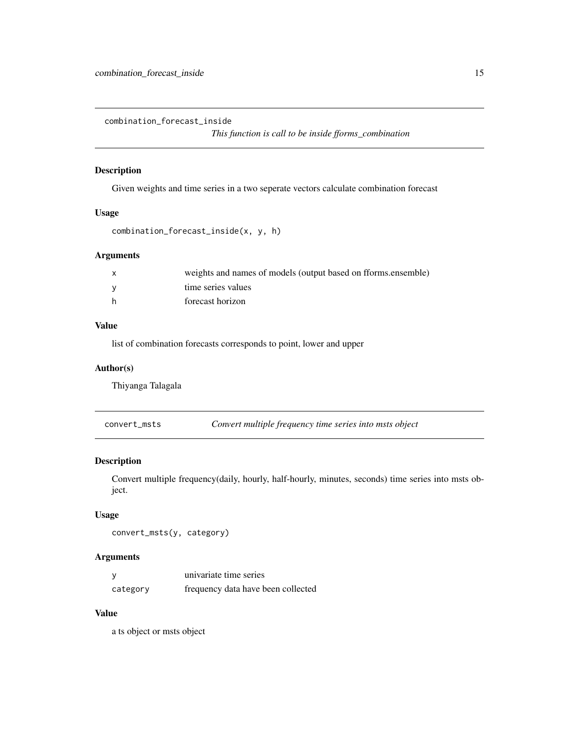## combination_forecast_inside — *This function is call to be inside fforms_combination*

### Description

Given weights and time series in a two seperate vectors calculate combination forecast

### Usage

```
combination_forecast_inside(x, y, h)
```

### Arguments

| | |
|---|---|
| x | weights and names of models (output based on fforms.ensemble) |
| y | time series values |
| h | forecast horizon |

### Value

list of combination forecasts corresponds to point, lower and upper

### Author(s)

Thiyanga Talagala

## convert_msts — *Convert multiple frequency time series into msts object*

### Description

Convert multiple frequency(daily, hourly, half-hourly, minutes, seconds) time series into msts object.

### Usage

```
convert_msts(y, category)
```

### Arguments

| | |
|---|---|
| y | univariate time series |
| category | frequency data have been collected |

### Value

a ts object or msts object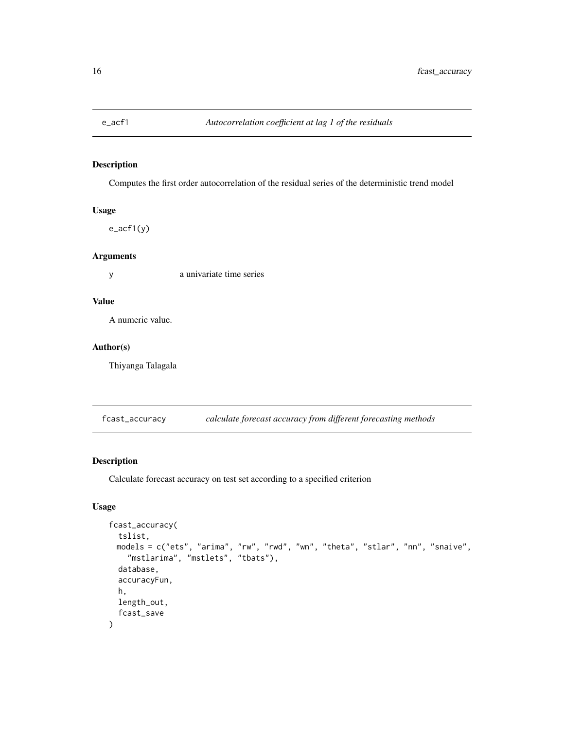## e_acf1 — *Autocorrelation coefficient at lag 1 of the residuals*

### Description

Computes the first order autocorrelation of the residual series of the deterministic trend model

### Usage

```
e_acf1(y)
```

### Arguments

y    a univariate time series

### Value

A numeric value.

### Author(s)

Thiyanga Talagala

## fcast_accuracy — *calculate forecast accuracy from different forecasting methods*

### Description

Calculate forecast accuracy on test set according to a specified criterion

### Usage

```
fcast_accuracy(
  tslist,
  models = c("ets", "arima", "rw", "rwd", "wn", "theta", "stlar", "nn", "snaive",
    "mstlarima", "mstlets", "tbats"),
  database,
  accuracyFun,
  h,
  length_out,
  fcast_save
)
```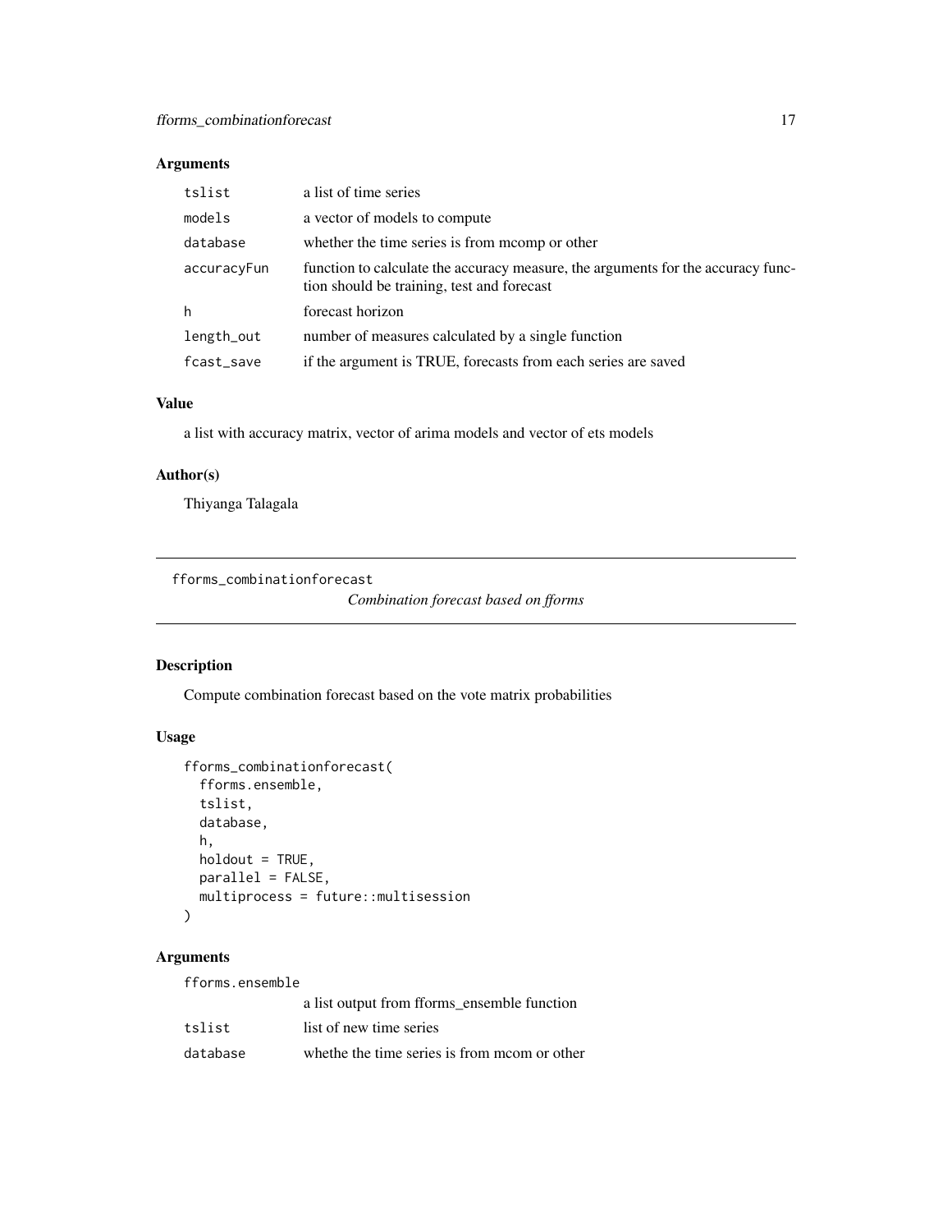## Arguments

| | |
|---|---|
| tslist | a list of time series |
| models | a vector of models to compute |
| database | whether the time series is from mcomp or other |
| accuracyFun | function to calculate the accuracy measure, the arguments for the accuracy function should be training, test and forecast |
| h | forecast horizon |
| length_out | number of measures calculated by a single function |
| fcast_save | if the argument is TRUE, forecasts from each series are saved |

## Value

a list with accuracy matrix, vector of arima models and vector of ets models

## Author(s)

Thiyanga Talagala

---

# fforms_combinationforecast
*Combination forecast based on fforms*

## Description

Compute combination forecast based on the vote matrix probabilities

## Usage

```
fforms_combinationforecast(
  fforms.ensemble,
  tslist,
  database,
  h,
  holdout = TRUE,
  parallel = FALSE,
  multiprocess = future::multisession
)
```

## Arguments

| | |
|---|---|
| fforms.ensemble | a list output from fforms_ensemble function |
| tslist | list of new time series |
| database | whethe the time series is from mcom or other |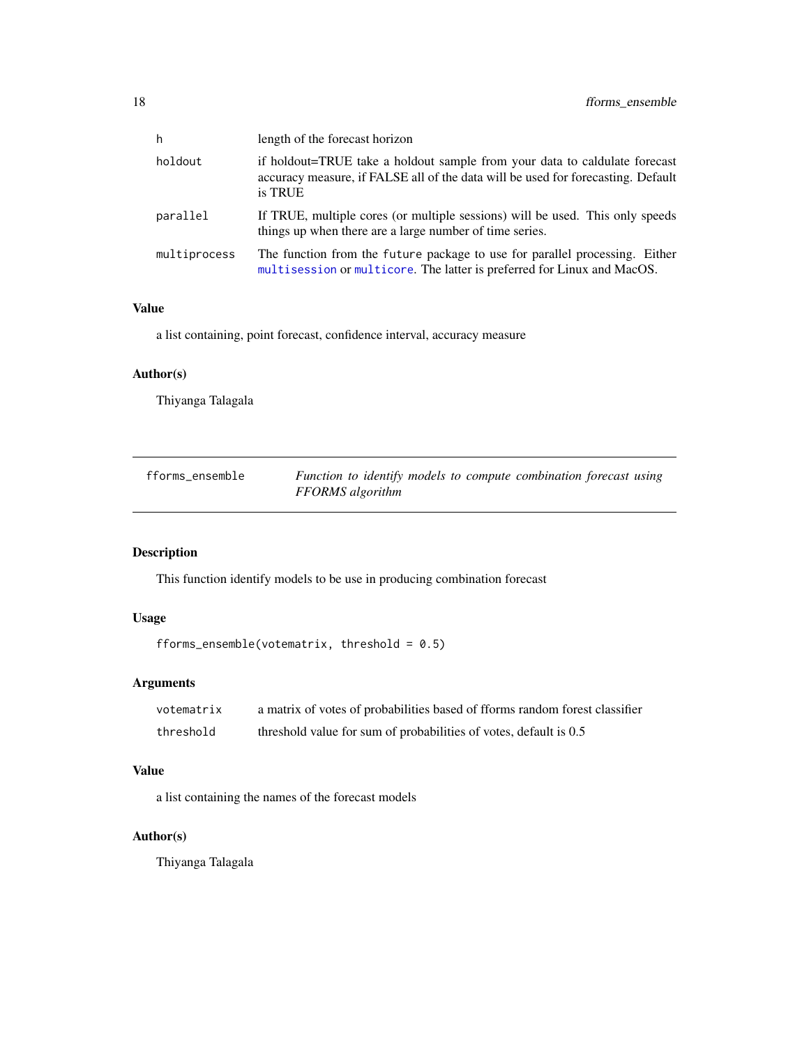| | |
|---|---|
| h | length of the forecast horizon |
| holdout | if holdout=TRUE take a holdout sample from your data to caldulate forecast accuracy measure, if FALSE all of the data will be used for forecasting. Default is TRUE |
| parallel | If TRUE, multiple cores (or multiple sessions) will be used. This only speeds things up when there are a large number of time series. |
| multiprocess | The function from the `future` package to use for parallel processing. Either `multisession` or `multicore`. The latter is preferred for Linux and MacOS. |

### Value

a list containing, point forecast, confidence interval, accuracy measure

### Author(s)

Thiyanga Talagala

---

## fforms_ensemble — *Function to identify models to compute combination forecast using FFORMS algorithm*

---

### Description

This function identify models to be use in producing combination forecast

### Usage

```
fforms_ensemble(votematrix, threshold = 0.5)
```

### Arguments

| | |
|---|---|
| votematrix | a matrix of votes of probabilities based of fforms random forest classifier |
| threshold | threshold value for sum of probabilities of votes, default is 0.5 |

### Value

a list containing the names of the forecast models

### Author(s)

Thiyanga Talagala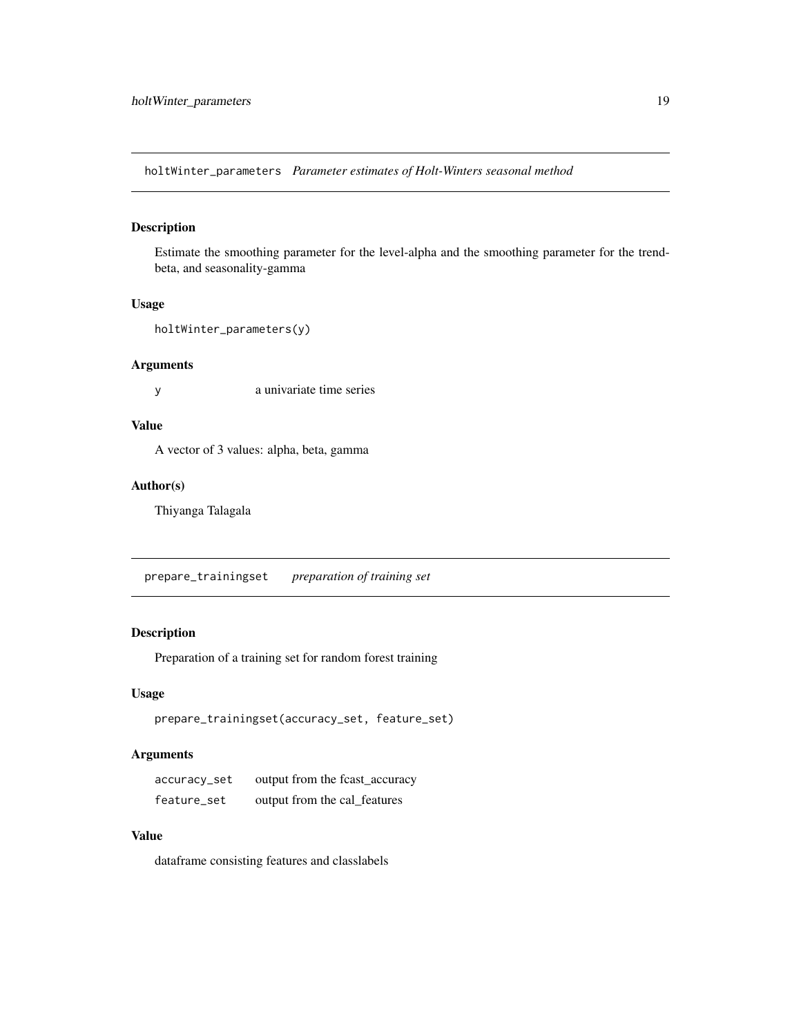## holtWinter_parameters *Parameter estimates of Holt-Winters seasonal method*

### Description

Estimate the smoothing parameter for the level-alpha and the smoothing parameter for the trend-beta, and seasonality-gamma

### Usage

```
holtWinter_parameters(y)
```

### Arguments

| | |
|---|---|
| `y` | a univariate time series |

### Value

A vector of 3 values: alpha, beta, gamma

### Author(s)

Thiyanga Talagala

## prepare_trainingset *preparation of training set*

### Description

Preparation of a training set for random forest training

### Usage

```
prepare_trainingset(accuracy_set, feature_set)
```

### Arguments

| | |
|---|---|
| `accuracy_set` | output from the fcast_accuracy |
| `feature_set` | output from the cal_features |

### Value

dataframe consisting features and classlabels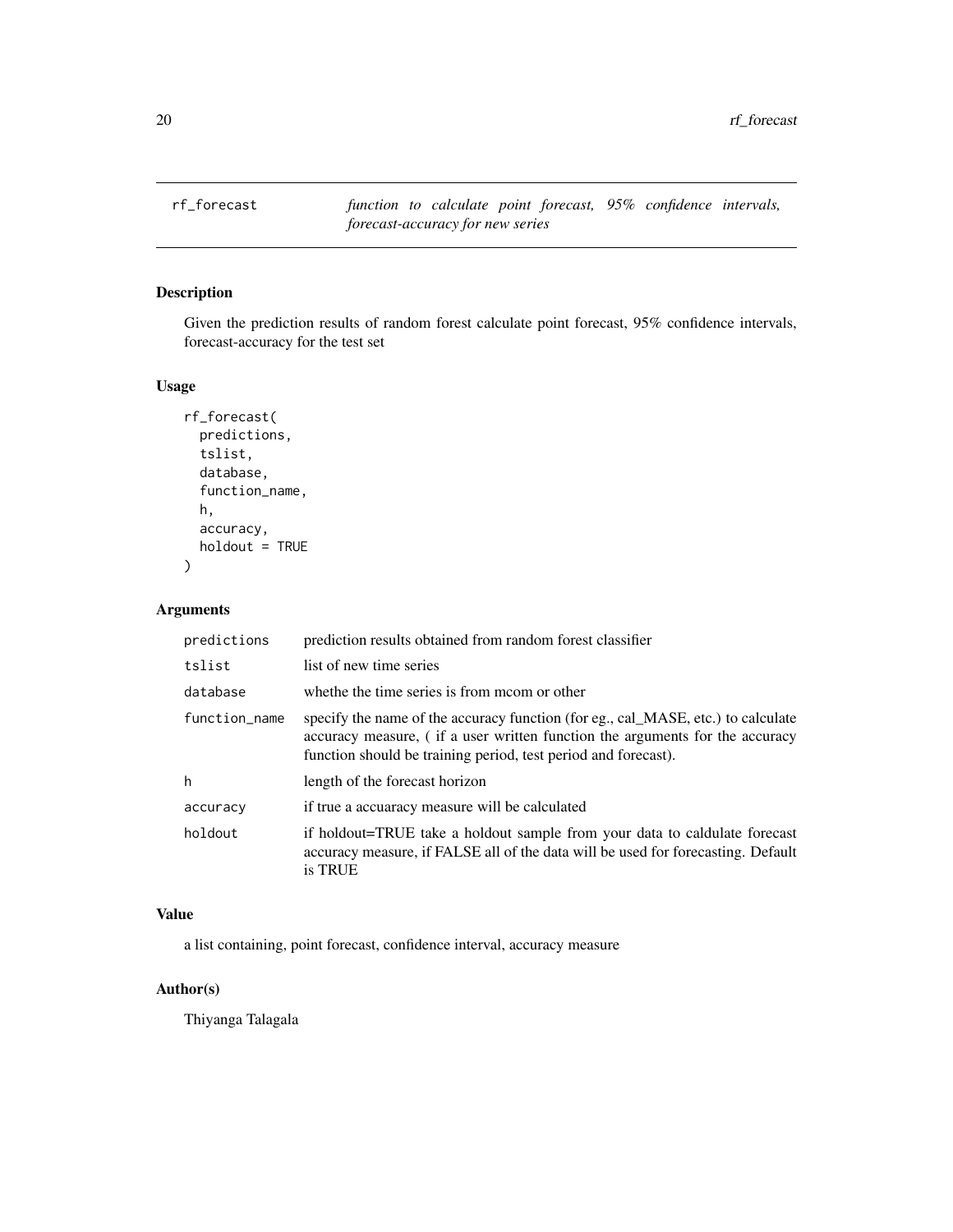rf_forecast — *function to calculate point forecast, 95% confidence intervals, forecast-accuracy for new series*

## Description

Given the prediction results of random forest calculate point forecast, 95% confidence intervals, forecast-accuracy for the test set

## Usage

```
rf_forecast(
  predictions,
  tslist,
  database,
  function_name,
  h,
  accuracy,
  holdout = TRUE
)
```

## Arguments

| | |
|---|---|
| predictions | prediction results obtained from random forest classifier |
| tslist | list of new time series |
| database | whethe the time series is from mcom or other |
| function_name | specify the name of the accuracy function (for eg., cal_MASE, etc.) to calculate accuracy measure, ( if a user written function the arguments for the accuracy function should be training period, test period and forecast). |
| h | length of the forecast horizon |
| accuracy | if true a accuaracy measure will be calculated |
| holdout | if holdout=TRUE take a holdout sample from your data to caldulate forecast accuracy measure, if FALSE all of the data will be used for forecasting. Default is TRUE |

## Value

a list containing, point forecast, confidence interval, accuracy measure

## Author(s)

Thiyanga Talagala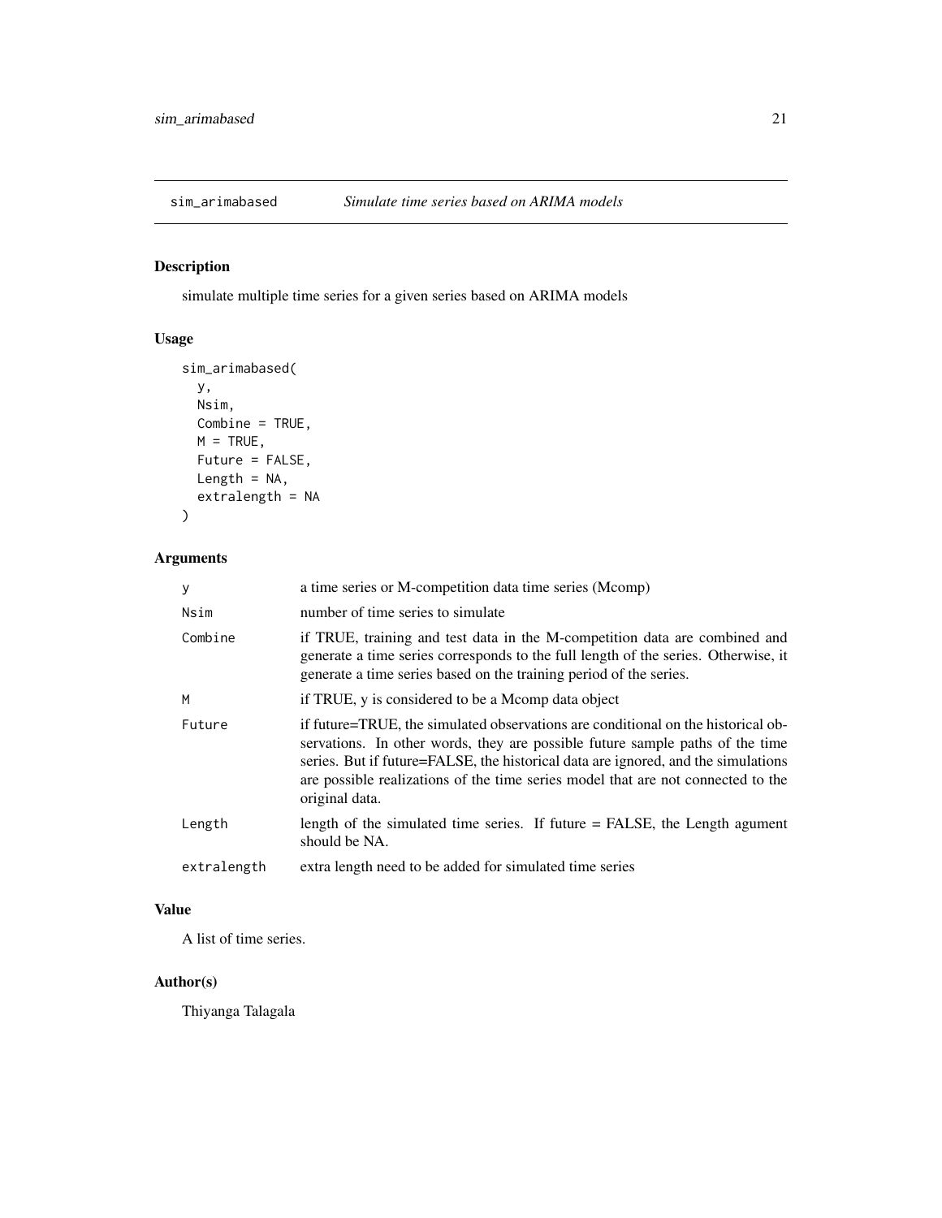## sim_arimabased *Simulate time series based on ARIMA models*

### Description

simulate multiple time series for a given series based on ARIMA models

### Usage

```
sim_arimabased(
  y,
  Nsim,
  Combine = TRUE,
  M = TRUE,
  Future = FALSE,
  Length = NA,
  extralength = NA
)
```

### Arguments

| | |
|---|---|
| y | a time series or M-competition data time series (Mcomp) |
| Nsim | number of time series to simulate |
| Combine | if TRUE, training and test data in the M-competition data are combined and generate a time series corresponds to the full length of the series. Otherwise, it generate a time series based on the training period of the series. |
| M | if TRUE, y is considered to be a Mcomp data object |
| Future | if future=TRUE, the simulated observations are conditional on the historical observations. In other words, they are possible future sample paths of the time series. But if future=FALSE, the historical data are ignored, and the simulations are possible realizations of the time series model that are not connected to the original data. |
| Length | length of the simulated time series. If future = FALSE, the Length agument should be NA. |
| extralength | extra length need to be added for simulated time series |

### Value

A list of time series.

### Author(s)

Thiyanga Talagala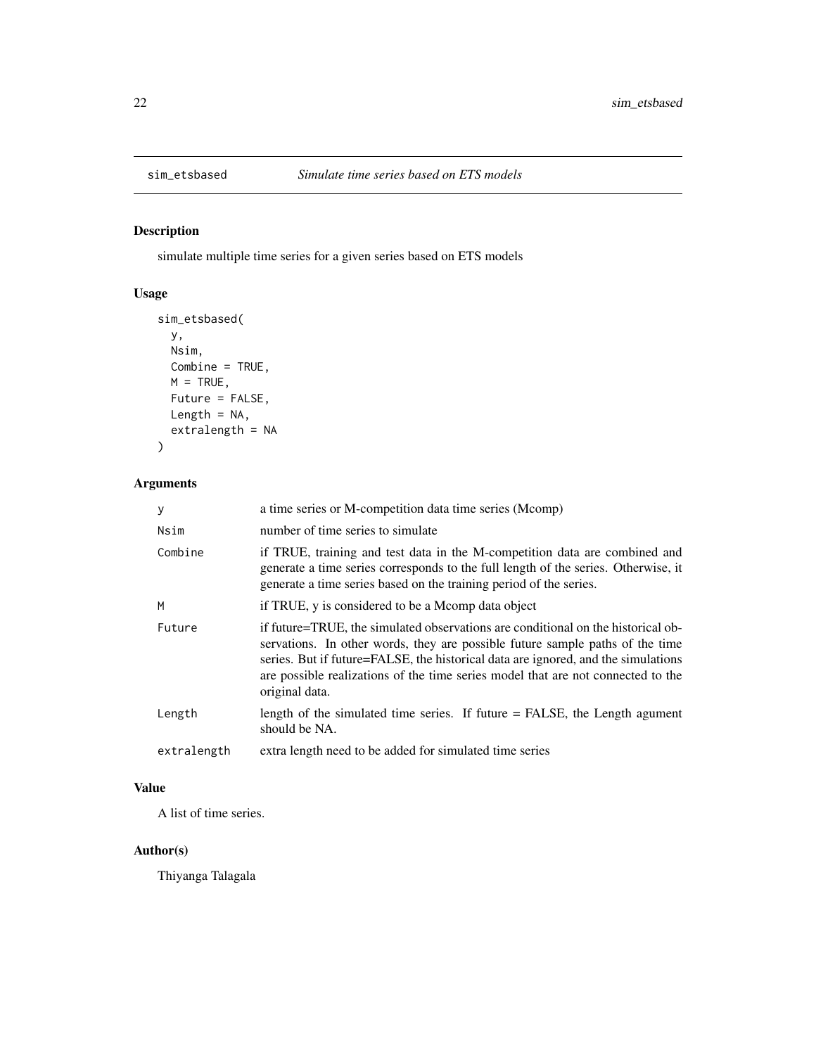## sim_etsbased    *Simulate time series based on ETS models*

### Description

simulate multiple time series for a given series based on ETS models

### Usage

```
sim_etsbased(
  y,
  Nsim,
  Combine = TRUE,
  M = TRUE,
  Future = FALSE,
  Length = NA,
  extralength = NA
)
```

### Arguments

| | |
|---|---|
| y | a time series or M-competition data time series (Mcomp) |
| Nsim | number of time series to simulate |
| Combine | if TRUE, training and test data in the M-competition data are combined and generate a time series corresponds to the full length of the series. Otherwise, it generate a time series based on the training period of the series. |
| M | if TRUE, y is considered to be a Mcomp data object |
| Future | if future=TRUE, the simulated observations are conditional on the historical observations. In other words, they are possible future sample paths of the time series. But if future=FALSE, the historical data are ignored, and the simulations are possible realizations of the time series model that are not connected to the original data. |
| Length | length of the simulated time series. If future = FALSE, the Length agument should be NA. |
| extralength | extra length need to be added for simulated time series |

### Value

A list of time series.

### Author(s)

Thiyanga Talagala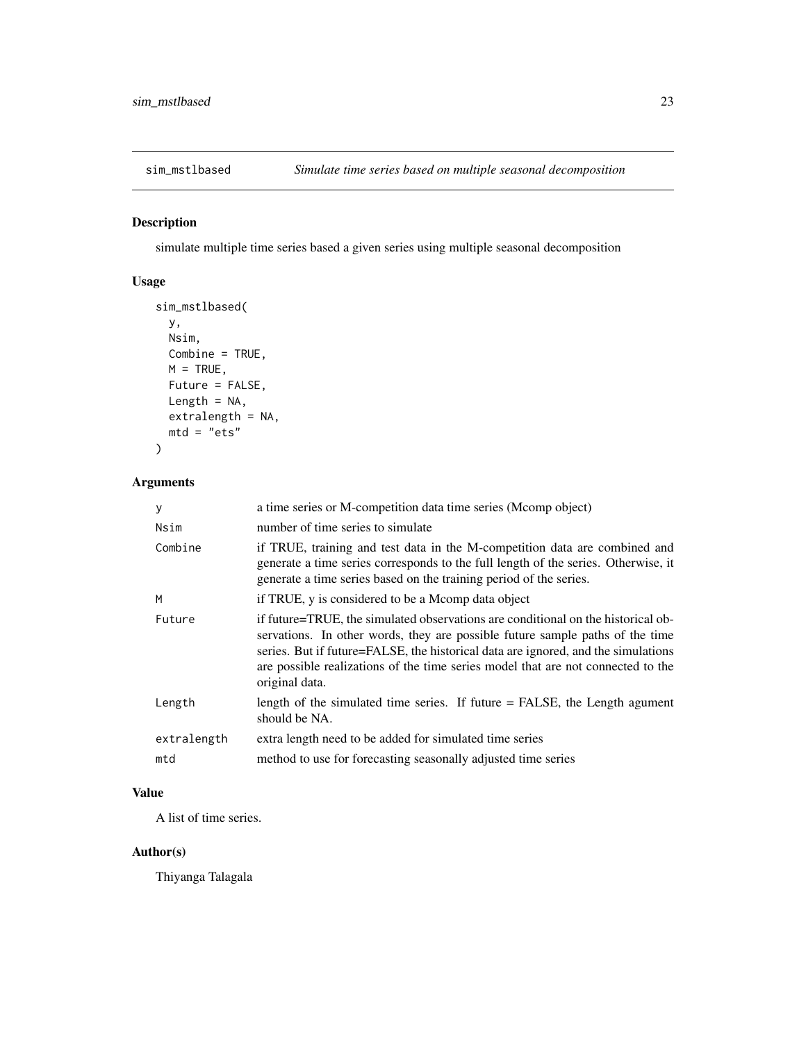sim_mstlbased *Simulate time series based on multiple seasonal decomposition*

## Description

simulate multiple time series based a given series using multiple seasonal decomposition

## Usage

```
sim_mstlbased(
  y,
  Nsim,
  Combine = TRUE,
  M = TRUE,
  Future = FALSE,
  Length = NA,
  extralength = NA,
  mtd = "ets"
)
```

## Arguments

| | |
|---|---|
| y | a time series or M-competition data time series (Mcomp object) |
| Nsim | number of time series to simulate |
| Combine | if TRUE, training and test data in the M-competition data are combined and generate a time series corresponds to the full length of the series. Otherwise, it generate a time series based on the training period of the series. |
| M | if TRUE, y is considered to be a Mcomp data object |
| Future | if future=TRUE, the simulated observations are conditional on the historical observations. In other words, they are possible future sample paths of the time series. But if future=FALSE, the historical data are ignored, and the simulations are possible realizations of the time series model that are not connected to the original data. |
| Length | length of the simulated time series. If future = FALSE, the Length agument should be NA. |
| extralength | extra length need to be added for simulated time series |
| mtd | method to use for forecasting seasonally adjusted time series |

## Value

A list of time series.

## Author(s)

Thiyanga Talagala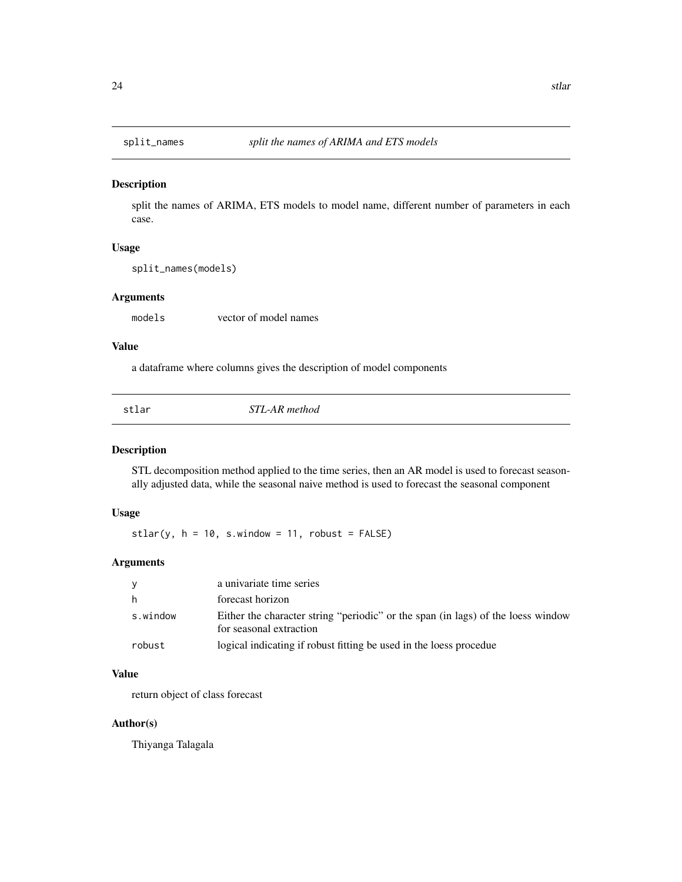## split_names *split the names of ARIMA and ETS models*

### Description

split the names of ARIMA, ETS models to model name, different number of parameters in each case.

### Usage

```
split_names(models)
```

### Arguments

| | |
|---|---|
| models | vector of model names |

### Value

a dataframe where columns gives the description of model components

## stlar *STL-AR method*

### Description

STL decomposition method applied to the time series, then an AR model is used to forecast seasonally adjusted data, while the seasonal naive method is used to forecast the seasonal component

### Usage

```
stlar(y, h = 10, s.window = 11, robust = FALSE)
```

### Arguments

| | |
|---|---|
| y | a univariate time series |
| h | forecast horizon |
| s.window | Either the character string "periodic" or the span (in lags) of the loess window for seasonal extraction |
| robust | logical indicating if robust fitting be used in the loess procedue |

### Value

return object of class forecast

### Author(s)

Thiyanga Talagala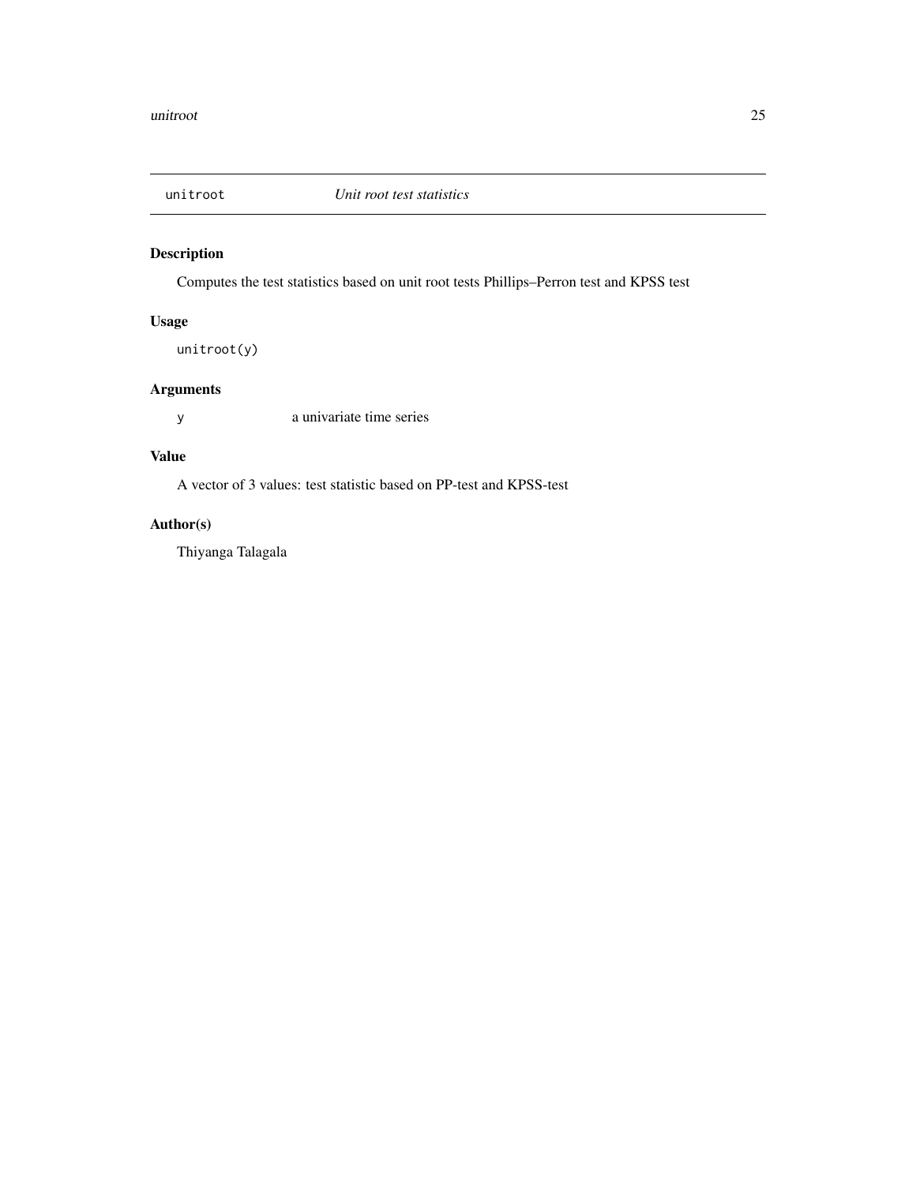## unitroot — *Unit root test statistics*

### Description

Computes the test statistics based on unit root tests Phillips–Perron test and KPSS test

### Usage

```
unitroot(y)
```

### Arguments

| | |
|---|---|
| y | a univariate time series |

### Value

A vector of 3 values: test statistic based on PP-test and KPSS-test

### Author(s)

Thiyanga Talagala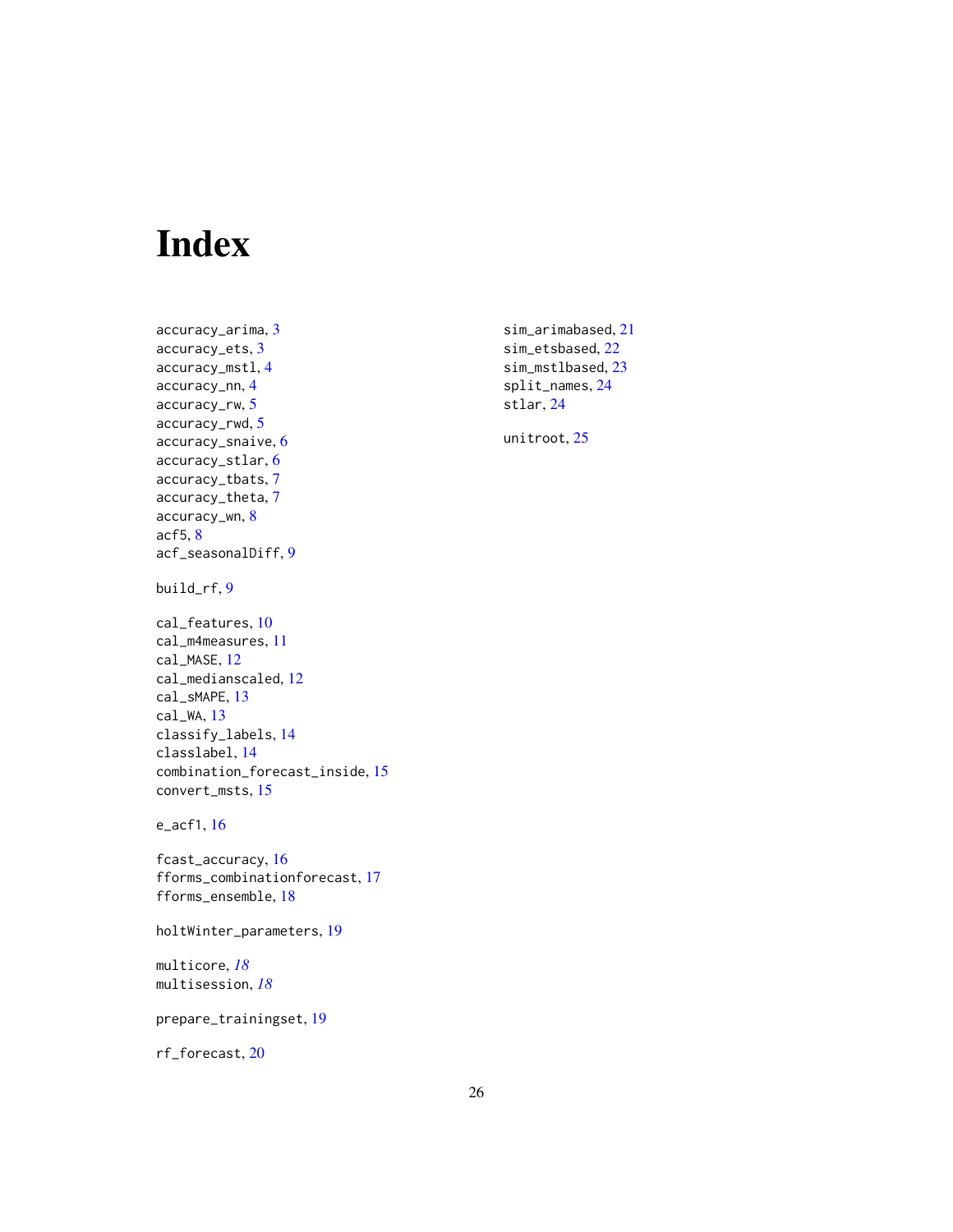# Index

accuracy_arima, 3
accuracy_ets, 3
accuracy_mstl, 4
accuracy_nn, 4
accuracy_rw, 5
accuracy_rwd, 5
accuracy_snaive, 6
accuracy_stlar, 6
accuracy_tbats, 7
accuracy_theta, 7
accuracy_wn, 8
acf5, 8
acf_seasonalDiff, 9

build_rf, 9

cal_features, 10
cal_m4measures, 11
cal_MASE, 12
cal_medianscaled, 12
cal_sMAPE, 13
cal_WA, 13
classify_labels, 14
classlabel, 14
combination_forecast_inside, 15
convert_msts, 15

e_acf1, 16

fcast_accuracy, 16
fforms_combinationforecast, 17
fforms_ensemble, 18

holtWinter_parameters, 19

multicore, *18*
multisession, *18*

prepare_trainingset, 19

rf_forecast, 20

sim_arimabased, 21
sim_etsbased, 22
sim_mstlbased, 23
split_names, 24
stlar, 24

unitroot, 25